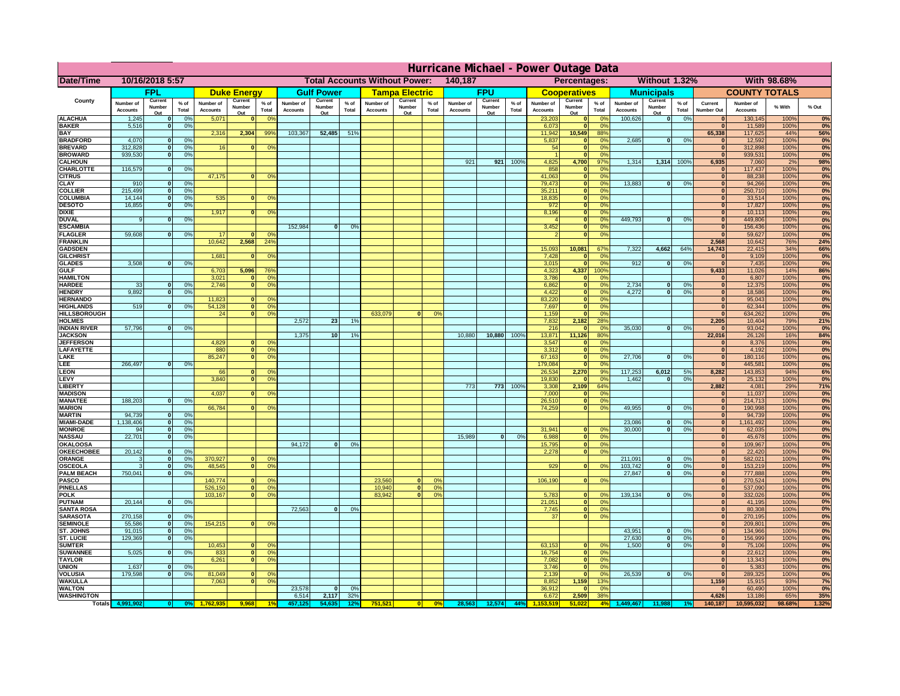# Hurricane Michael - Power Outage Data

| Date/Time | 10/16/2018 5:57 | | | | | | | | | Total Accounts Without Power: | | | 140,187 | | | Percentages: | | | Without 1.32% | | | | With 98.68% | | |
|---|---|---|---|---|---|---|---|---|---|---|---|---|---|---|---|---|---|---|---|---|---|---|---|---|---|
| County | FPL | | | Duke Energy | | | Gulf Power | | | Tampa Electric | | | FPU | | | Cooperatives | | | Municipals | | | COUNTY TOTALS | | | |
| | Number of Accounts | Current Number Out | % of Total | Number of Accounts | Current Number Out | % of Total | Number of Accounts | Current Number Out | % of Total | Number of Accounts | Current Number Out | % of Total | Number of Accounts | Current Number Out | % of Total | Number of Accounts | Current Number Out | % of Total | Number of Accounts | Current Number Out | % of Total | Current Number Out | Number of Accounts | % With | % Out |
| ALACHUA | 1,245 | 0 | 0% | 5,071 | 0 | 0% | | | | | | | | | | 23,203 | 0 | 0% | 100,626 | 0 | 0% | 0 | 130,145 | 100% | 0% |
| BAKER | 5,516 | 0 | 0% | | | | | | | | | | | | | 6,073 | 0 | 0% | | | | 0 | 11,589 | 100% | 0% |
| BAY | | | | 2,316 | 2,304 | 99% | 103,367 | 52,485 | 51% | | | | | | | 11,942 | 10,549 | 88% | | | | 65,338 | 117,625 | 44% | 56% |
| BRADFORD | 4,070 | 0 | 0% | | | | | | | | | | | | | 5,837 | 0 | 0% | 2,685 | 0 | 0% | 0 | 12,592 | 100% | 0% |
| BREVARD | 312,828 | 0 | 0% | 16 | 0 | 0% | | | | | | | | | | 54 | 0 | 0% | | | | 0 | 312,898 | 100% | 0% |
| BROWARD | 939,530 | 0 | 0% | | | | | | | | | | | | | 1 | 0 | 0% | | | | 0 | 939,531 | 100% | 0% |
| CALHOUN | | | | | | | | | | | | | 921 | 921 | 100% | 4,825 | 4,700 | 97% | 1,314 | 1,314 | 100% | 6,935 | 7,060 | 2% | 98% |
| CHARLOTTE | 116,579 | 0 | 0% | | | | | | | | | | | | | 858 | 0 | 0% | | | | 0 | 117,437 | 100% | 0% |
| CITRUS | | | | 47,175 | 0 | 0% | | | | | | | | | | 41,063 | 0 | 0% | | | | 0 | 88,238 | 100% | 0% |
| CLAY | 910 | 0 | 0% | | | | | | | | | | | | | 79,473 | 0 | 0% | 13,883 | 0 | 0% | 0 | 94,266 | 100% | 0% |
| COLLIER | 215,499 | 0 | 0% | | | | | | | | | | | | | 35,211 | 0 | 0% | | | | 0 | 250,710 | 100% | 0% |
| COLUMBIA | 14,144 | 0 | 0% | 535 | 0 | 0% | | | | | | | | | | 18,835 | 0 | 0% | | | | 0 | 33,514 | 100% | 0% |
| DESOTO | 16,855 | 0 | 0% | | | | | | | | | | | | | 972 | 0 | 0% | | | | 0 | 17,827 | 100% | 0% |
| DIXIE | | | | 1,917 | 0 | 0% | | | | | | | | | | 8,196 | 0 | 0% | | | | 0 | 10,113 | 100% | 0% |
| DUVAL | 9 | 0 | 0% | | | | | | | | | | | | | 4 | 0 | 0% | 449,793 | 0 | 0% | 0 | 449,806 | 100% | 0% |
| ESCAMBIA | | | | | | | 152,984 | 0 | 0% | | | | | | | 3,452 | 0 | 0% | | | | 0 | 156,436 | 100% | 0% |
| FLAGLER | 59,608 | 0 | 0% | 17 | 0 | 0% | | | | | | | | | | 2 | 0 | 0% | | | | 0 | 59,627 | 100% | 0% |
| FRANKLIN | | | | 10,642 | 2,568 | 24% | | | | | | | | | | | | | | | | 2,568 | 10,642 | 76% | 24% |
| GADSDEN | | | | | | | | | | | | | | | | 15,093 | 10,081 | 67% | 7,322 | 4,662 | 64% | 14,743 | 22,415 | 34% | 66% |
| GILCHRIST | | | | 1,681 | 0 | 0% | | | | | | | | | | 7,428 | 0 | 0% | | | | 0 | 9,109 | 100% | 0% |
| GLADES | 3,508 | 0 | 0% | | | | | | | | | | | | | 3,015 | 0 | 0% | 912 | 0 | 0% | 0 | 7,435 | 100% | 0% |
| GULF | | | | 6,703 | 5,096 | 76% | | | | | | | | | | 4,323 | 4,337 | 100% | | | | 9,433 | 11,026 | 14% | 86% |
| HAMILTON | | | | 3,021 | 0 | 0% | | | | | | | | | | 3,786 | 0 | 0% | | | | 0 | 6,807 | 100% | 0% |
| HARDEE | 33 | 0 | 0% | 2,746 | 0 | 0% | | | | | | | | | | 6,862 | 0 | 0% | 2,734 | 0 | 0% | 0 | 12,375 | 100% | 0% |
| HENDRY | 9,892 | 0 | 0% | | | | | | | | | | | | | 4,422 | 0 | 0% | 4,272 | 0 | 0% | 0 | 18,586 | 100% | 0% |
| HERNANDO | | | | 11,823 | 0 | 0% | | | | | | | | | | 83,220 | 0 | 0% | | | | 0 | 95,043 | 100% | 0% |
| HIGHLANDS | 519 | 0 | 0% | 54,128 | 0 | 0% | | | | | | | | | | 7,697 | 0 | 0% | | | | 0 | 62,344 | 100% | 0% |
| HILLSBOROUGH | | | | 24 | 0 | 0% | | | | 633,079 | 0 | 0% | | | | 1,159 | 0 | 0% | | | | 0 | 634,262 | 100% | 0% |
| HOLMES | | | | | | | 2,572 | 23 | 1% | | | | | | | 7,832 | 2,182 | 28% | | | | 2,205 | 10,404 | 79% | 21% |
| INDIAN RIVER | 57,796 | 0 | 0% | | | | | | | | | | | | | 216 | 0 | 0% | 35,030 | 0 | 0% | 0 | 93,042 | 100% | 0% |
| JACKSON | | | | | | | 1,375 | 10 | 1% | | | | 10,880 | 10,880 | 100% | 13,871 | 11,126 | 80% | | | | 22,016 | 26,126 | 16% | 84% |
| JEFFERSON | | | | 4,829 | 0 | 0% | | | | | | | | | | 3,547 | 0 | 0% | | | | 0 | 8,376 | 100% | 0% |
| LAFAYETTE | | | | 880 | 0 | 0% | | | | | | | | | | 3,312 | 0 | 0% | | | | 0 | 4,192 | 100% | 0% |
| LAKE | | | | 85,247 | 0 | 0% | | | | | | | | | | 67,163 | 0 | 0% | 27,706 | 0 | 0% | 0 | 180,116 | 100% | 0% |
| LEE | 266,497 | 0 | 0% | | | | | | | | | | | | | 179,084 | 0 | 0% | | | | 0 | 445,581 | 100% | 0% |
| LEON | | | | 66 | 0 | 0% | | | | | | | | | | 26,534 | 2,270 | 9% | 117,253 | 6,012 | 5% | 8,282 | 143,853 | 94% | 6% |
| LEVY | | | | 3,840 | 0 | 0% | | | | | | | | | | 19,830 | 0 | 0% | 1,462 | 0 | 0% | 0 | 25,132 | 100% | 0% |
| LIBERTY | | | | | | | | | | | | | 773 | 773 | 100% | 3,308 | 2,109 | 64% | | | | 2,882 | 4,081 | 29% | 71% |
| MADISON | | | | 4,037 | 0 | 0% | | | | | | | | | | 7,000 | 0 | 0% | | | | 0 | 11,037 | 100% | 0% |
| MANATEE | 188,203 | 0 | 0% | | | | | | | | | | | | | 26,510 | 0 | 0% | | | | 0 | 214,713 | 100% | 0% |
| MARION | | | | 66,784 | 0 | 0% | | | | | | | | | | 74,259 | 0 | 0% | 49,955 | 0 | 0% | 0 | 190,998 | 100% | 0% |
| MARTIN | 94,739 | 0 | 0% | | | | | | | | | | | | | | | | | | | 0 | 94,739 | 100% | 0% |
| MIAMI-DADE | 1,138,406 | 0 | 0% | | | | | | | | | | | | | | | | 23,086 | 0 | 0% | 0 | 1,161,492 | 100% | 0% |
| MONROE | 94 | 0 | 0% | | | | | | | | | | | | | 31,941 | 0 | 0% | 30,000 | 0 | 0% | 0 | 62,035 | 100% | 0% |
| NASSAU | 22,701 | 0 | 0% | | | | | | | | | | 15,989 | 0 | 0% | 6,988 | 0 | 0% | | | | 0 | 45,678 | 100% | 0% |
| OKALOOSA | | | | | | | 94,172 | 0 | 0% | | | | | | | 15,795 | 0 | 0% | | | | 0 | 109,967 | 100% | 0% |
| OKEECHOBEE | 20,142 | 0 | 0% | | | | | | | | | | | | | 2,278 | 0 | 0% | | | | 0 | 22,420 | 100% | 0% |
| ORANGE | 3 | 0 | 0% | 370,927 | 0 | 0% | | | | | | | | | | | | | 211,091 | 0 | 0% | 0 | 582,021 | 100% | 0% |
| OSCEOLA | 3 | 0 | 0% | 48,545 | 0 | 0% | | | | | | | | | | 929 | 0 | 0% | 103,742 | 0 | 0% | 0 | 153,219 | 100% | 0% |
| PALM BEACH | 750,041 | 0 | 0% | | | | | | | | | | | | | | | | 27,847 | 0 | 0% | 0 | 777,888 | 100% | 0% |
| PASCO | | | | 140,774 | 0 | 0% | | | | 23,560 | 0 | 0% | | | | 106,190 | 0 | 0% | | | | 0 | 270,524 | 100% | 0% |
| PINELLAS | | | | 526,150 | 0 | 0% | | | | 10,940 | 0 | 0% | | | | | | | | | | 0 | 537,090 | 100% | 0% |
| POLK | | | | 103,167 | 0 | 0% | | | | 83,942 | 0 | 0% | | | | 5,783 | 0 | 0% | 139,134 | 0 | 0% | 0 | 332,026 | 100% | 0% |
| PUTNAM | 20,144 | 0 | 0% | | | | | | | | | | | | | 21,051 | 0 | 0% | | | | 0 | 41,195 | 100% | 0% |
| SANTA ROSA | | | | | | | 72,563 | 0 | 0% | | | | | | | 7,745 | 0 | 0% | | | | 0 | 80,308 | 100% | 0% |
| SARASOTA | 270,158 | 0 | 0% | | | | | | | | | | | | | 37 | 0 | 0% | | | | 0 | 270,195 | 100% | 0% |
| SEMINOLE | 55,586 | 0 | 0% | 154,215 | 0 | 0% | | | | | | | | | | | | | | | | 0 | 209,801 | 100% | 0% |
| ST. JOHNS | 91,015 | 0 | 0% | | | | | | | | | | | | | | | | 43,951 | 0 | 0% | 0 | 134,966 | 100% | 0% |
| ST. LUCIE | 129,369 | 0 | 0% | | | | | | | | | | | | | | | | 27,630 | 0 | 0% | 0 | 156,999 | 100% | 0% |
| SUMTER | | | | 10,453 | 0 | 0% | | | | | | | | | | 63,153 | 0 | 0% | 1,500 | 0 | 0% | 0 | 75,106 | 100% | 0% |
| SUWANNEE | 5,025 | 0 | 0% | 833 | 0 | 0% | | | | | | | | | | 16,754 | 0 | 0% | | | | 0 | 22,612 | 100% | 0% |
| TAYLOR | | | | 6,261 | 0 | 0% | | | | | | | | | | 7,082 | 0 | 0% | | | | 0 | 13,343 | 100% | 0% |
| UNION | 1,637 | 0 | 0% | | | | | | | | | | | | | 3,746 | 0 | 0% | | | | 0 | 5,383 | 100% | 0% |
| VOLUSIA | 179,598 | 0 | 0% | 81,049 | 0 | 0% | | | | | | | | | | 2,139 | 0 | 0% | 26,539 | 0 | 0% | 0 | 289,325 | 100% | 0% |
| WAKULLA | | | | 7,063 | 0 | 0% | | | | | | | | | | 8,852 | 1,159 | 13% | | | | 1,159 | 15,915 | 93% | 7% |
| WALTON | | | | | | | 23,578 | 0 | 0% | | | | | | | 36,912 | 0 | 0% | | | | 0 | 60,490 | 100% | 0% |
| WASHINGTON | | | | | | | 6,514 | 2,117 | 32% | | | | | | | 6,672 | 2,509 | 38% | | | | 4,626 | 13,186 | 65% | 35% |
| Totals | 4,991,902 | 0 | 0% | 1,762,935 | 9,968 | 1% | 457,125 | 54,635 | 12% | 751,521 | 0 | 0% | 28,563 | 12,574 | 44% | 1,153,519 | 51,022 | 4% | 1,449,467 | 11,988 | 1% | 140,187 | 10,595,032 | 98.68% | 1.32% |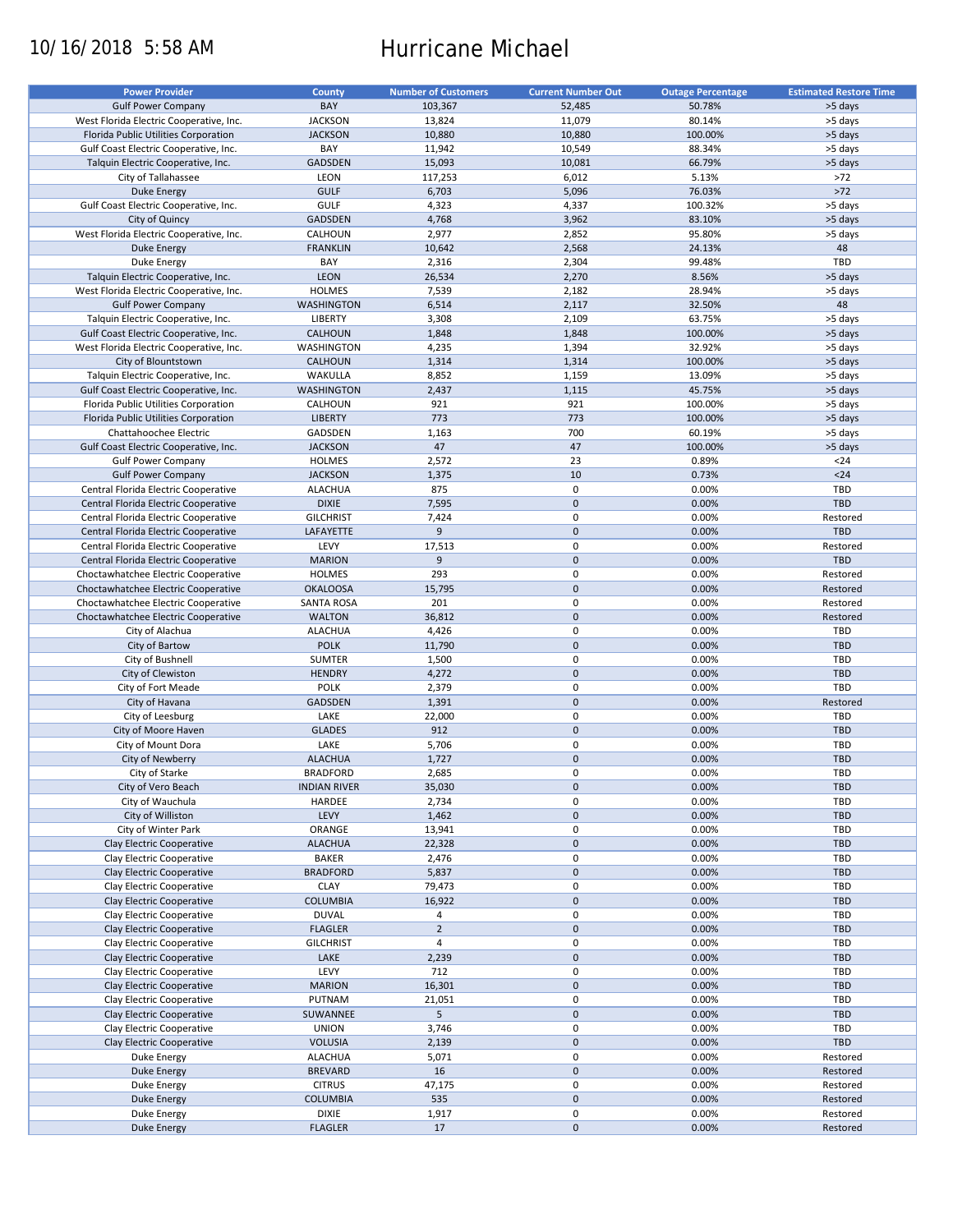10/16/2018 5:58 AM

# Hurricane Michael

| Power Provider | County | Number of Customers | Current Number Out | Outage Percentage | Estimated Restore Time |
|---|---|---|---|---|---|
| Gulf Power Company | BAY | 103,367 | 52,485 | 50.78% | >5 days |
| West Florida Electric Cooperative, Inc. | JACKSON | 13,824 | 11,079 | 80.14% | >5 days |
| Florida Public Utilities Corporation | JACKSON | 10,880 | 10,880 | 100.00% | >5 days |
| Gulf Coast Electric Cooperative, Inc. | BAY | 11,942 | 10,549 | 88.34% | >5 days |
| Talquin Electric Cooperative, Inc. | GADSDEN | 15,093 | 10,081 | 66.79% | >5 days |
| City of Tallahassee | LEON | 117,253 | 6,012 | 5.13% | >72 |
| Duke Energy | GULF | 6,703 | 5,096 | 76.03% | >72 |
| Gulf Coast Electric Cooperative, Inc. | GULF | 4,323 | 4,337 | 100.32% | >5 days |
| City of Quincy | GADSDEN | 4,768 | 3,962 | 83.10% | >5 days |
| West Florida Electric Cooperative, Inc. | CALHOUN | 2,977 | 2,852 | 95.80% | >5 days |
| Duke Energy | FRANKLIN | 10,642 | 2,568 | 24.13% | 48 |
| Duke Energy | BAY | 2,316 | 2,304 | 99.48% | TBD |
| Talquin Electric Cooperative, Inc. | LEON | 26,534 | 2,270 | 8.56% | >5 days |
| West Florida Electric Cooperative, Inc. | HOLMES | 7,539 | 2,182 | 28.94% | >5 days |
| Gulf Power Company | WASHINGTON | 6,514 | 2,117 | 32.50% | 48 |
| Talquin Electric Cooperative, Inc. | LIBERTY | 3,308 | 2,109 | 63.75% | >5 days |
| Gulf Coast Electric Cooperative, Inc. | CALHOUN | 1,848 | 1,848 | 100.00% | >5 days |
| West Florida Electric Cooperative, Inc. | WASHINGTON | 4,235 | 1,394 | 32.92% | >5 days |
| City of Blountstown | CALHOUN | 1,314 | 1,314 | 100.00% | >5 days |
| Talquin Electric Cooperative, Inc. | WAKULLA | 8,852 | 1,159 | 13.09% | >5 days |
| Gulf Coast Electric Cooperative, Inc. | WASHINGTON | 2,437 | 1,115 | 45.75% | >5 days |
| Florida Public Utilities Corporation | CALHOUN | 921 | 921 | 100.00% | >5 days |
| Florida Public Utilities Corporation | LIBERTY | 773 | 773 | 100.00% | >5 days |
| Chattahoochee Electric | GADSDEN | 1,163 | 700 | 60.19% | >5 days |
| Gulf Coast Electric Cooperative, Inc. | JACKSON | 47 | 47 | 100.00% | >5 days |
| Gulf Power Company | HOLMES | 2,572 | 23 | 0.89% | <24 |
| Gulf Power Company | JACKSON | 1,375 | 10 | 0.73% | <24 |
| Central Florida Electric Cooperative | ALACHUA | 875 | 0 | 0.00% | TBD |
| Central Florida Electric Cooperative | DIXIE | 7,595 | 0 | 0.00% | TBD |
| Central Florida Electric Cooperative | GILCHRIST | 7,424 | 0 | 0.00% | Restored |
| Central Florida Electric Cooperative | LAFAYETTE | 9 | 0 | 0.00% | TBD |
| Central Florida Electric Cooperative | LEVY | 17,513 | 0 | 0.00% | Restored |
| Central Florida Electric Cooperative | MARION | 9 | 0 | 0.00% | TBD |
| Choctawhatchee Electric Cooperative | HOLMES | 293 | 0 | 0.00% | Restored |
| Choctawhatchee Electric Cooperative | OKALOOSA | 15,795 | 0 | 0.00% | Restored |
| Choctawhatchee Electric Cooperative | SANTA ROSA | 201 | 0 | 0.00% | Restored |
| Choctawhatchee Electric Cooperative | WALTON | 36,812 | 0 | 0.00% | Restored |
| City of Alachua | ALACHUA | 4,426 | 0 | 0.00% | TBD |
| City of Bartow | POLK | 11,790 | 0 | 0.00% | TBD |
| City of Bushnell | SUMTER | 1,500 | 0 | 0.00% | TBD |
| City of Clewiston | HENDRY | 4,272 | 0 | 0.00% | TBD |
| City of Fort Meade | POLK | 2,379 | 0 | 0.00% | TBD |
| City of Havana | GADSDEN | 1,391 | 0 | 0.00% | Restored |
| City of Leesburg | LAKE | 22,000 | 0 | 0.00% | TBD |
| City of Moore Haven | GLADES | 912 | 0 | 0.00% | TBD |
| City of Mount Dora | LAKE | 5,706 | 0 | 0.00% | TBD |
| City of Newberry | ALACHUA | 1,727 | 0 | 0.00% | TBD |
| City of Starke | BRADFORD | 2,685 | 0 | 0.00% | TBD |
| City of Vero Beach | INDIAN RIVER | 35,030 | 0 | 0.00% | TBD |
| City of Wauchula | HARDEE | 2,734 | 0 | 0.00% | TBD |
| City of Williston | LEVY | 1,462 | 0 | 0.00% | TBD |
| City of Winter Park | ORANGE | 13,941 | 0 | 0.00% | TBD |
| Clay Electric Cooperative | ALACHUA | 22,328 | 0 | 0.00% | TBD |
| Clay Electric Cooperative | BAKER | 2,476 | 0 | 0.00% | TBD |
| Clay Electric Cooperative | BRADFORD | 5,837 | 0 | 0.00% | TBD |
| Clay Electric Cooperative | CLAY | 79,473 | 0 | 0.00% | TBD |
| Clay Electric Cooperative | COLUMBIA | 16,922 | 0 | 0.00% | TBD |
| Clay Electric Cooperative | DUVAL | 4 | 0 | 0.00% | TBD |
| Clay Electric Cooperative | FLAGLER | 2 | 0 | 0.00% | TBD |
| Clay Electric Cooperative | GILCHRIST | 4 | 0 | 0.00% | TBD |
| Clay Electric Cooperative | LAKE | 2,239 | 0 | 0.00% | TBD |
| Clay Electric Cooperative | LEVY | 712 | 0 | 0.00% | TBD |
| Clay Electric Cooperative | MARION | 16,301 | 0 | 0.00% | TBD |
| Clay Electric Cooperative | PUTNAM | 21,051 | 0 | 0.00% | TBD |
| Clay Electric Cooperative | SUWANNEE | 5 | 0 | 0.00% | TBD |
| Clay Electric Cooperative | UNION | 3,746 | 0 | 0.00% | TBD |
| Clay Electric Cooperative | VOLUSIA | 2,139 | 0 | 0.00% | TBD |
| Duke Energy | ALACHUA | 5,071 | 0 | 0.00% | Restored |
| Duke Energy | BREVARD | 16 | 0 | 0.00% | Restored |
| Duke Energy | CITRUS | 47,175 | 0 | 0.00% | Restored |
| Duke Energy | COLUMBIA | 535 | 0 | 0.00% | Restored |
| Duke Energy | DIXIE | 1,917 | 0 | 0.00% | Restored |
| Duke Energy | FLAGLER | 17 | 0 | 0.00% | Restored |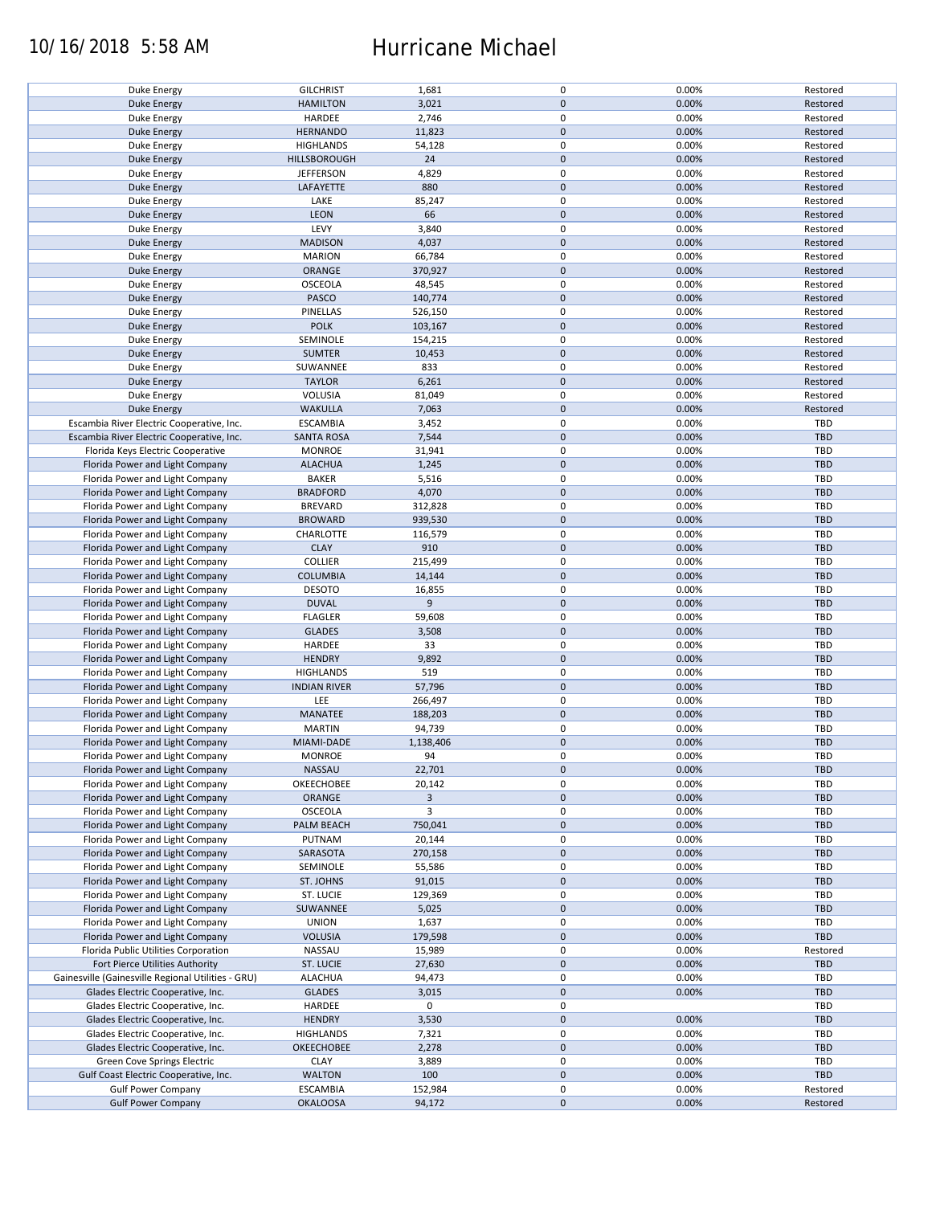| Duke Energy | GILCHRIST | 1,681 | 0 | 0.00% | Restored |
|---|---|---|---|---|---|
| Duke Energy | HAMILTON | 3,021 | 0 | 0.00% | Restored |
| Duke Energy | HARDEE | 2,746 | 0 | 0.00% | Restored |
| Duke Energy | HERNANDO | 11,823 | 0 | 0.00% | Restored |
| Duke Energy | HIGHLANDS | 54,128 | 0 | 0.00% | Restored |
| Duke Energy | HILLSBOROUGH | 24 | 0 | 0.00% | Restored |
| Duke Energy | JEFFERSON | 4,829 | 0 | 0.00% | Restored |
| Duke Energy | LAFAYETTE | 880 | 0 | 0.00% | Restored |
| Duke Energy | LAKE | 85,247 | 0 | 0.00% | Restored |
| Duke Energy | LEON | 66 | 0 | 0.00% | Restored |
| Duke Energy | LEVY | 3,840 | 0 | 0.00% | Restored |
| Duke Energy | MADISON | 4,037 | 0 | 0.00% | Restored |
| Duke Energy | MARION | 66,784 | 0 | 0.00% | Restored |
| Duke Energy | ORANGE | 370,927 | 0 | 0.00% | Restored |
| Duke Energy | OSCEOLA | 48,545 | 0 | 0.00% | Restored |
| Duke Energy | PASCO | 140,774 | 0 | 0.00% | Restored |
| Duke Energy | PINELLAS | 526,150 | 0 | 0.00% | Restored |
| Duke Energy | POLK | 103,167 | 0 | 0.00% | Restored |
| Duke Energy | SEMINOLE | 154,215 | 0 | 0.00% | Restored |
| Duke Energy | SUMTER | 10,453 | 0 | 0.00% | Restored |
| Duke Energy | SUWANNEE | 833 | 0 | 0.00% | Restored |
| Duke Energy | TAYLOR | 6,261 | 0 | 0.00% | Restored |
| Duke Energy | VOLUSIA | 81,049 | 0 | 0.00% | Restored |
| Duke Energy | WAKULLA | 7,063 | 0 | 0.00% | Restored |
| Escambia River Electric Cooperative, Inc. | ESCAMBIA | 3,452 | 0 | 0.00% | TBD |
| Escambia River Electric Cooperative, Inc. | SANTA ROSA | 7,544 | 0 | 0.00% | TBD |
| Florida Keys Electric Cooperative | MONROE | 31,941 | 0 | 0.00% | TBD |
| Florida Power and Light Company | ALACHUA | 1,245 | 0 | 0.00% | TBD |
| Florida Power and Light Company | BAKER | 5,516 | 0 | 0.00% | TBD |
| Florida Power and Light Company | BRADFORD | 4,070 | 0 | 0.00% | TBD |
| Florida Power and Light Company | BREVARD | 312,828 | 0 | 0.00% | TBD |
| Florida Power and Light Company | BROWARD | 939,530 | 0 | 0.00% | TBD |
| Florida Power and Light Company | CHARLOTTE | 116,579 | 0 | 0.00% | TBD |
| Florida Power and Light Company | CLAY | 910 | 0 | 0.00% | TBD |
| Florida Power and Light Company | COLLIER | 215,499 | 0 | 0.00% | TBD |
| Florida Power and Light Company | COLUMBIA | 14,144 | 0 | 0.00% | TBD |
| Florida Power and Light Company | DESOTO | 16,855 | 0 | 0.00% | TBD |
| Florida Power and Light Company | DUVAL | 9 | 0 | 0.00% | TBD |
| Florida Power and Light Company | FLAGLER | 59,608 | 0 | 0.00% | TBD |
| Florida Power and Light Company | GLADES | 3,508 | 0 | 0.00% | TBD |
| Florida Power and Light Company | HARDEE | 33 | 0 | 0.00% | TBD |
| Florida Power and Light Company | HENDRY | 9,892 | 0 | 0.00% | TBD |
| Florida Power and Light Company | HIGHLANDS | 519 | 0 | 0.00% | TBD |
| Florida Power and Light Company | INDIAN RIVER | 57,796 | 0 | 0.00% | TBD |
| Florida Power and Light Company | LEE | 266,497 | 0 | 0.00% | TBD |
| Florida Power and Light Company | MANATEE | 188,203 | 0 | 0.00% | TBD |
| Florida Power and Light Company | MARTIN | 94,739 | 0 | 0.00% | TBD |
| Florida Power and Light Company | MIAMI-DADE | 1,138,406 | 0 | 0.00% | TBD |
| Florida Power and Light Company | MONROE | 94 | 0 | 0.00% | TBD |
| Florida Power and Light Company | NASSAU | 22,701 | 0 | 0.00% | TBD |
| Florida Power and Light Company | OKEECHOBEE | 20,142 | 0 | 0.00% | TBD |
| Florida Power and Light Company | ORANGE | 3 | 0 | 0.00% | TBD |
| Florida Power and Light Company | OSCEOLA | 3 | 0 | 0.00% | TBD |
| Florida Power and Light Company | PALM BEACH | 750,041 | 0 | 0.00% | TBD |
| Florida Power and Light Company | PUTNAM | 20,144 | 0 | 0.00% | TBD |
| Florida Power and Light Company | SARASOTA | 270,158 | 0 | 0.00% | TBD |
| Florida Power and Light Company | SEMINOLE | 55,586 | 0 | 0.00% | TBD |
| Florida Power and Light Company | ST. JOHNS | 91,015 | 0 | 0.00% | TBD |
| Florida Power and Light Company | ST. LUCIE | 129,369 | 0 | 0.00% | TBD |
| Florida Power and Light Company | SUWANNEE | 5,025 | 0 | 0.00% | TBD |
| Florida Power and Light Company | UNION | 1,637 | 0 | 0.00% | TBD |
| Florida Power and Light Company | VOLUSIA | 179,598 | 0 | 0.00% | TBD |
| Florida Public Utilities Corporation | NASSAU | 15,989 | 0 | 0.00% | Restored |
| Fort Pierce Utilities Authority | ST. LUCIE | 27,630 | 0 | 0.00% | TBD |
| Gainesville (Gainesville Regional Utilities - GRU) | ALACHUA | 94,473 | 0 | 0.00% | TBD |
| Glades Electric Cooperative, Inc. | GLADES | 3,015 | 0 | 0.00% | TBD |
| Glades Electric Cooperative, Inc. | HARDEE | 0 | 0 | | TBD |
| Glades Electric Cooperative, Inc. | HENDRY | 3,530 | 0 | 0.00% | TBD |
| Glades Electric Cooperative, Inc. | HIGHLANDS | 7,321 | 0 | 0.00% | TBD |
| Glades Electric Cooperative, Inc. | OKEECHOBEE | 2,278 | 0 | 0.00% | TBD |
| Green Cove Springs Electric | CLAY | 3,889 | 0 | 0.00% | TBD |
| Gulf Coast Electric Cooperative, Inc. | WALTON | 100 | 0 | 0.00% | TBD |
| Gulf Power Company | ESCAMBIA | 152,984 | 0 | 0.00% | Restored |
| Gulf Power Company | OKALOOSA | 94,172 | 0 | 0.00% | Restored |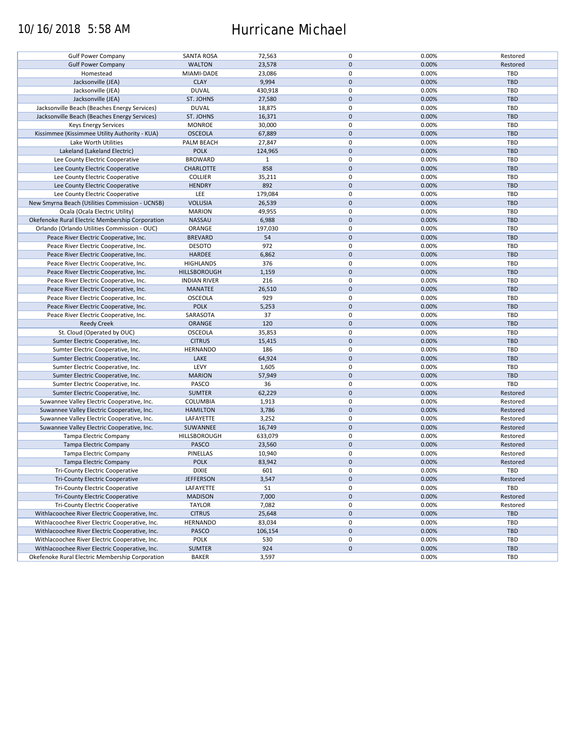10/16/2018 5:58 AM

# Hurricane Michael

| | | | | | |
|---|---|---|---|---|---|
| Gulf Power Company | SANTA ROSA | 72,563 | 0 | 0.00% | Restored |
| Gulf Power Company | WALTON | 23,578 | 0 | 0.00% | Restored |
| Homestead | MIAMI-DADE | 23,086 | 0 | 0.00% | TBD |
| Jacksonville (JEA) | CLAY | 9,994 | 0 | 0.00% | TBD |
| Jacksonville (JEA) | DUVAL | 430,918 | 0 | 0.00% | TBD |
| Jacksonville (JEA) | ST. JOHNS | 27,580 | 0 | 0.00% | TBD |
| Jacksonville Beach (Beaches Energy Services) | DUVAL | 18,875 | 0 | 0.00% | TBD |
| Jacksonville Beach (Beaches Energy Services) | ST. JOHNS | 16,371 | 0 | 0.00% | TBD |
| Keys Energy Services | MONROE | 30,000 | 0 | 0.00% | TBD |
| Kissimmee (Kissimmee Utility Authority - KUA) | OSCEOLA | 67,889 | 0 | 0.00% | TBD |
| Lake Worth Utilities | PALM BEACH | 27,847 | 0 | 0.00% | TBD |
| Lakeland (Lakeland Electric) | POLK | 124,965 | 0 | 0.00% | TBD |
| Lee County Electric Cooperative | BROWARD | 1 | 0 | 0.00% | TBD |
| Lee County Electric Cooperative | CHARLOTTE | 858 | 0 | 0.00% | TBD |
| Lee County Electric Cooperative | COLLIER | 35,211 | 0 | 0.00% | TBD |
| Lee County Electric Cooperative | HENDRY | 892 | 0 | 0.00% | TBD |
| Lee County Electric Cooperative | LEE | 179,084 | 0 | 0.00% | TBD |
| New Smyrna Beach (Utilities Commission - UCNSB) | VOLUSIA | 26,539 | 0 | 0.00% | TBD |
| Ocala (Ocala Electric Utility) | MARION | 49,955 | 0 | 0.00% | TBD |
| Okefenoke Rural Electric Membership Corporation | NASSAU | 6,988 | 0 | 0.00% | TBD |
| Orlando (Orlando Utilities Commission - OUC) | ORANGE | 197,030 | 0 | 0.00% | TBD |
| Peace River Electric Cooperative, Inc. | BREVARD | 54 | 0 | 0.00% | TBD |
| Peace River Electric Cooperative, Inc. | DESOTO | 972 | 0 | 0.00% | TBD |
| Peace River Electric Cooperative, Inc. | HARDEE | 6,862 | 0 | 0.00% | TBD |
| Peace River Electric Cooperative, Inc. | HIGHLANDS | 376 | 0 | 0.00% | TBD |
| Peace River Electric Cooperative, Inc. | HILLSBOROUGH | 1,159 | 0 | 0.00% | TBD |
| Peace River Electric Cooperative, Inc. | INDIAN RIVER | 216 | 0 | 0.00% | TBD |
| Peace River Electric Cooperative, Inc. | MANATEE | 26,510 | 0 | 0.00% | TBD |
| Peace River Electric Cooperative, Inc. | OSCEOLA | 929 | 0 | 0.00% | TBD |
| Peace River Electric Cooperative, Inc. | POLK | 5,253 | 0 | 0.00% | TBD |
| Peace River Electric Cooperative, Inc. | SARASOTA | 37 | 0 | 0.00% | TBD |
| Reedy Creek | ORANGE | 120 | 0 | 0.00% | TBD |
| St. Cloud (Operated by OUC) | OSCEOLA | 35,853 | 0 | 0.00% | TBD |
| Sumter Electric Cooperative, Inc. | CITRUS | 15,415 | 0 | 0.00% | TBD |
| Sumter Electric Cooperative, Inc. | HERNANDO | 186 | 0 | 0.00% | TBD |
| Sumter Electric Cooperative, Inc. | LAKE | 64,924 | 0 | 0.00% | TBD |
| Sumter Electric Cooperative, Inc. | LEVY | 1,605 | 0 | 0.00% | TBD |
| Sumter Electric Cooperative, Inc. | MARION | 57,949 | 0 | 0.00% | TBD |
| Sumter Electric Cooperative, Inc. | PASCO | 36 | 0 | 0.00% | TBD |
| Sumter Electric Cooperative, Inc. | SUMTER | 62,229 | 0 | 0.00% | Restored |
| Suwannee Valley Electric Cooperative, Inc. | COLUMBIA | 1,913 | 0 | 0.00% | Restored |
| Suwannee Valley Electric Cooperative, Inc. | HAMILTON | 3,786 | 0 | 0.00% | Restored |
| Suwannee Valley Electric Cooperative, Inc. | LAFAYETTE | 3,252 | 0 | 0.00% | Restored |
| Suwannee Valley Electric Cooperative, Inc. | SUWANNEE | 16,749 | 0 | 0.00% | Restored |
| Tampa Electric Company | HILLSBOROUGH | 633,079 | 0 | 0.00% | Restored |
| Tampa Electric Company | PASCO | 23,560 | 0 | 0.00% | Restored |
| Tampa Electric Company | PINELLAS | 10,940 | 0 | 0.00% | Restored |
| Tampa Electric Company | POLK | 83,942 | 0 | 0.00% | Restored |
| Tri-County Electric Cooperative | DIXIE | 601 | 0 | 0.00% | TBD |
| Tri-County Electric Cooperative | JEFFERSON | 3,547 | 0 | 0.00% | Restored |
| Tri-County Electric Cooperative | LAFAYETTE | 51 | 0 | 0.00% | TBD |
| Tri-County Electric Cooperative | MADISON | 7,000 | 0 | 0.00% | Restored |
| Tri-County Electric Cooperative | TAYLOR | 7,082 | 0 | 0.00% | Restored |
| Withlacoochee River Electric Cooperative, Inc. | CITRUS | 25,648 | 0 | 0.00% | TBD |
| Withlacoochee River Electric Cooperative, Inc. | HERNANDO | 83,034 | 0 | 0.00% | TBD |
| Withlacoochee River Electric Cooperative, Inc. | PASCO | 106,154 | 0 | 0.00% | TBD |
| Withlacoochee River Electric Cooperative, Inc. | POLK | 530 | 0 | 0.00% | TBD |
| Withlacoochee River Electric Cooperative, Inc. | SUMTER | 924 | 0 | 0.00% | TBD |
| Okefenoke Rural Electric Membership Corporation | BAKER | 3,597 | | 0.00% | TBD |